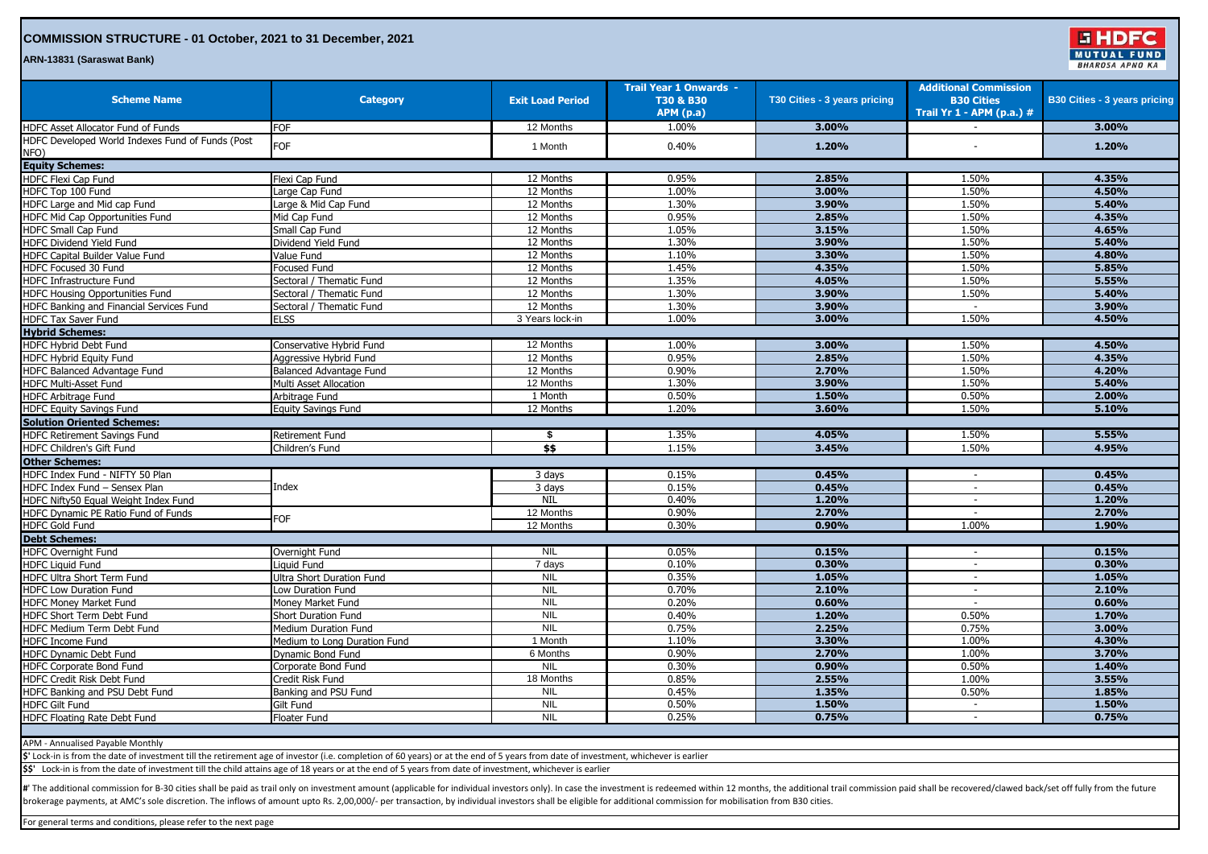# COMMISSION STRUCTURE - 01 October, 2021 to 31 December, 2021

**ARN-13831 (Saraswat Bank)**

| Scheme Name | Category | Exit Load Period | Trail Year 1 Onwards - T30 & B30 APM (p.a) | T30 Cities - 3 years pricing | Additional Commission B30 Cities Trail Yr 1 - APM (p.a.) # | B30 Cities - 3 years pricing |
|---|---|---|---|---|---|---|
| HDFC Asset Allocator Fund of Funds | FOF | 12 Months | 1.00% | **3.00%** | - | **3.00%** |
| HDFC Developed World Indexes Fund of Funds (Post NFO) | FOF | 1 Month | 0.40% | **1.20%** | - | **1.20%** |
| **Equity Schemes:** | | | | | | |
| HDFC Flexi Cap Fund | Flexi Cap Fund | 12 Months | 0.95% | **2.85%** | 1.50% | **4.35%** |
| HDFC Top 100 Fund | Large Cap Fund | 12 Months | 1.00% | **3.00%** | 1.50% | **4.50%** |
| HDFC Large and Mid cap Fund | Large & Mid Cap Fund | 12 Months | 1.30% | **3.90%** | 1.50% | **5.40%** |
| HDFC Mid Cap Opportunities Fund | Mid Cap Fund | 12 Months | 0.95% | **2.85%** | 1.50% | **4.35%** |
| HDFC Small Cap Fund | Small Cap Fund | 12 Months | 1.05% | **3.15%** | 1.50% | **4.65%** |
| HDFC Dividend Yield Fund | Dividend Yield Fund | 12 Months | 1.30% | **3.90%** | 1.50% | **5.40%** |
| HDFC Capital Builder Value Fund | Value Fund | 12 Months | 1.10% | **3.30%** | 1.50% | **4.80%** |
| HDFC Focused 30 Fund | Focused Fund | 12 Months | 1.45% | **4.35%** | 1.50% | **5.85%** |
| HDFC Infrastructure Fund | Sectoral / Thematic Fund | 12 Months | 1.35% | **4.05%** | 1.50% | **5.55%** |
| HDFC Housing Opportunities Fund | Sectoral / Thematic Fund | 12 Months | 1.30% | **3.90%** | 1.50% | **5.40%** |
| HDFC Banking and Financial Services Fund | Sectoral / Thematic Fund | 12 Months | 1.30% | **3.90%** | - | **3.90%** |
| HDFC Tax Saver Fund | ELSS | 3 Years lock-in | 1.00% | **3.00%** | 1.50% | **4.50%** |
| **Hybrid Schemes:** | | | | | | |
| HDFC Hybrid Debt Fund | Conservative Hybrid Fund | 12 Months | 1.00% | **3.00%** | 1.50% | **4.50%** |
| HDFC Hybrid Equity Fund | Aggressive Hybrid Fund | 12 Months | 0.95% | **2.85%** | 1.50% | **4.35%** |
| HDFC Balanced Advantage Fund | Balanced Advantage Fund | 12 Months | 0.90% | **2.70%** | 1.50% | **4.20%** |
| HDFC Multi-Asset Fund | Multi Asset Allocation | 12 Months | 1.30% | **3.90%** | 1.50% | **5.40%** |
| HDFC Arbitrage Fund | Arbitrage Fund | 1 Month | 0.50% | **1.50%** | 0.50% | **2.00%** |
| HDFC Equity Savings Fund | Equity Savings Fund | 12 Months | 1.20% | **3.60%** | 1.50% | **5.10%** |
| **Solution Oriented Schemes:** | | | | | | |
| HDFC Retirement Savings Fund | Retirement Fund | **$** | 1.35% | **4.05%** | 1.50% | **5.55%** |
| HDFC Children's Gift Fund | Children's Fund | **$$** | 1.15% | **3.45%** | 1.50% | **4.95%** |
| **Other Schemes:** | | | | | | |
| HDFC Index Fund - NIFTY 50 Plan | Index | 3 days | 0.15% | **0.45%** | - | **0.45%** |
| HDFC Index Fund – Sensex Plan | Index | 3 days | 0.15% | **0.45%** | - | **0.45%** |
| HDFC Nifty50 Equal Weight Index Fund | Index | NIL | 0.40% | **1.20%** | - | **1.20%** |
| HDFC Dynamic PE Ratio Fund of Funds | FOF | 12 Months | 0.90% | **2.70%** | - | **2.70%** |
| HDFC Gold Fund | FOF | 12 Months | 0.30% | **0.90%** | 1.00% | **1.90%** |
| **Debt Schemes:** | | | | | | |
| HDFC Overnight Fund | Overnight Fund | NIL | 0.05% | **0.15%** | - | **0.15%** |
| HDFC Liquid Fund | Liquid Fund | 7 days | 0.10% | **0.30%** | - | **0.30%** |
| HDFC Ultra Short Term Fund | Ultra Short Duration Fund | NIL | 0.35% | **1.05%** | - | **1.05%** |
| HDFC Low Duration Fund | Low Duration Fund | NIL | 0.70% | **2.10%** | - | **2.10%** |
| HDFC Money Market Fund | Money Market Fund | NIL | 0.20% | **0.60%** | - | **0.60%** |
| HDFC Short Term Debt Fund | Short Duration Fund | NIL | 0.40% | **1.20%** | 0.50% | **1.70%** |
| HDFC Medium Term Debt Fund | Medium Duration Fund | NIL | 0.75% | **2.25%** | 0.75% | **3.00%** |
| HDFC Income Fund | Medium to Long Duration Fund | 1 Month | 1.10% | **3.30%** | 1.00% | **4.30%** |
| HDFC Dynamic Debt Fund | Dynamic Bond Fund | 6 Months | 0.90% | **2.70%** | 1.00% | **3.70%** |
| HDFC Corporate Bond Fund | Corporate Bond Fund | NIL | 0.30% | **0.90%** | 0.50% | **1.40%** |
| HDFC Credit Risk Debt Fund | Credit Risk Fund | 18 Months | 0.85% | **2.55%** | 1.00% | **3.55%** |
| HDFC Banking and PSU Debt Fund | Banking and PSU Fund | NIL | 0.45% | **1.35%** | 0.50% | **1.85%** |
| HDFC Gilt Fund | Gilt Fund | NIL | 0.50% | **1.50%** | - | **1.50%** |
| HDFC Floating Rate Debt Fund | Floater Fund | NIL | 0.25% | **0.75%** | - | **0.75%** |

APM - Annualised Payable Monthly

$' Lock-in is from the date of investment till the retirement age of investor (i.e. completion of 60 years) or at the end of 5 years from date of investment, whichever is earlier

$$' Lock-in is from the date of investment till the child attains age of 18 years or at the end of 5 years from date of investment, whichever is earlier

#' The additional commission for B-30 cities shall be paid as trail only on investment amount (applicable for individual investors only). In case the investment is redeemed within 12 months, the additional trail commission paid shall be recovered/clawed back/set off fully from the future brokerage payments, at AMC's sole discretion. The inflows of amount upto Rs. 2,00,000/- per transaction, by individual investors shall be eligible for additional commission for mobilisation from B30 cities.

For general terms and conditions, please refer to the next page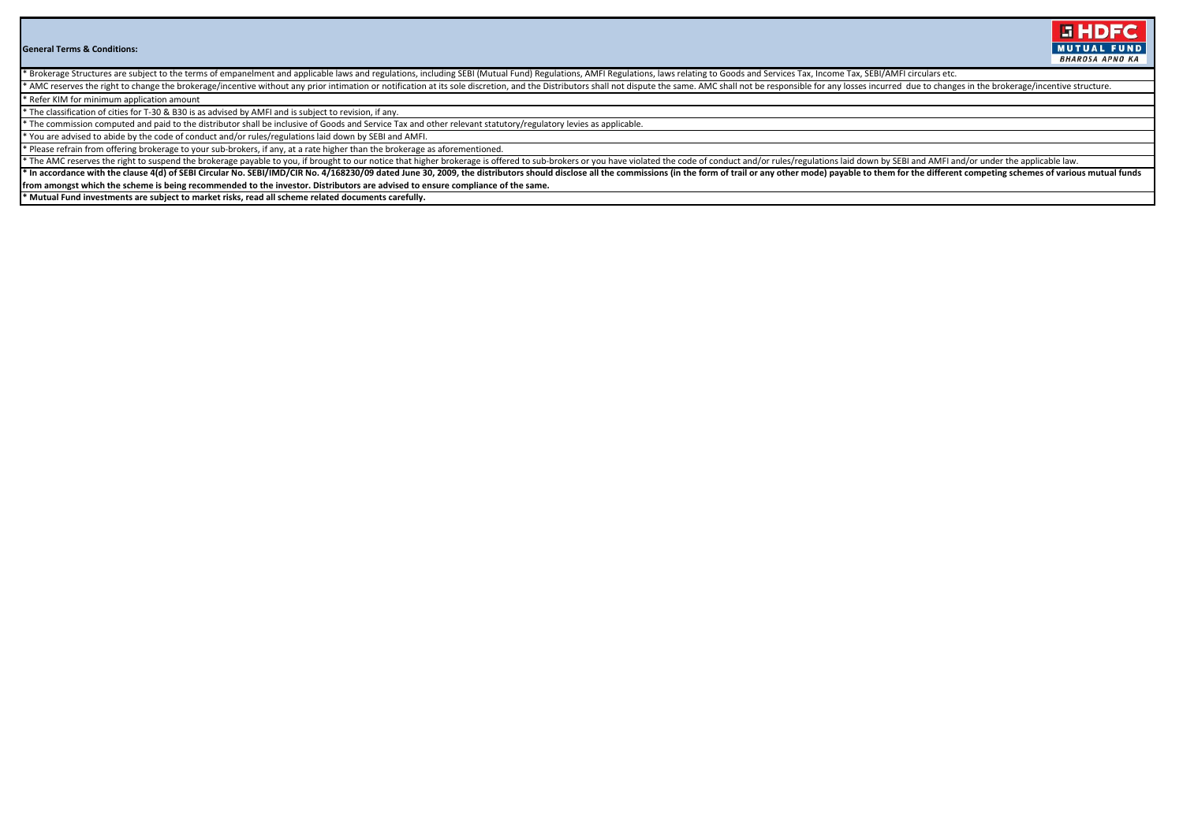**General Terms & Conditions:**

HDFC MUTUAL FUND
BHAROSA APNO KA

* Brokerage Structures are subject to the terms of empanelment and applicable laws and regulations, including SEBI (Mutual Fund) Regulations, AMFI Regulations, laws relating to Goods and Services Tax, Income Tax, SEBI/AMFI circulars etc.
* AMC reserves the right to change the brokerage/incentive without any prior intimation or notification at its sole discretion, and the Distributors shall not dispute the same. AMC shall not be responsible for any losses incurred due to changes in the brokerage/incentive structure.
* Refer KIM for minimum application amount
* The classification of cities for T-30 & B30 is as advised by AMFI and is subject to revision, if any.
* The commission computed and paid to the distributor shall be inclusive of Goods and Service Tax and other relevant statutory/regulatory levies as applicable.
* You are advised to abide by the code of conduct and/or rules/regulations laid down by SEBI and AMFI.
* Please refrain from offering brokerage to your sub-brokers, if any, at a rate higher than the brokerage as aforementioned.
* The AMC reserves the right to suspend the brokerage payable to you, if brought to our notice that higher brokerage is offered to sub-brokers or you have violated the code of conduct and/or rules/regulations laid down by SEBI and AMFI and/or under the applicable law.

**\* In accordance with the clause 4(d) of SEBI Circular No. SEBI/IMD/CIR No. 4/168230/09 dated June 30, 2009, the distributors should disclose all the commissions (in the form of trail or any other mode) payable to them for the different competing schemes of various mutual funds from amongst which the scheme is being recommended to the investor. Distributors are advised to ensure compliance of the same.**

**\* Mutual Fund investments are subject to market risks, read all scheme related documents carefully.**